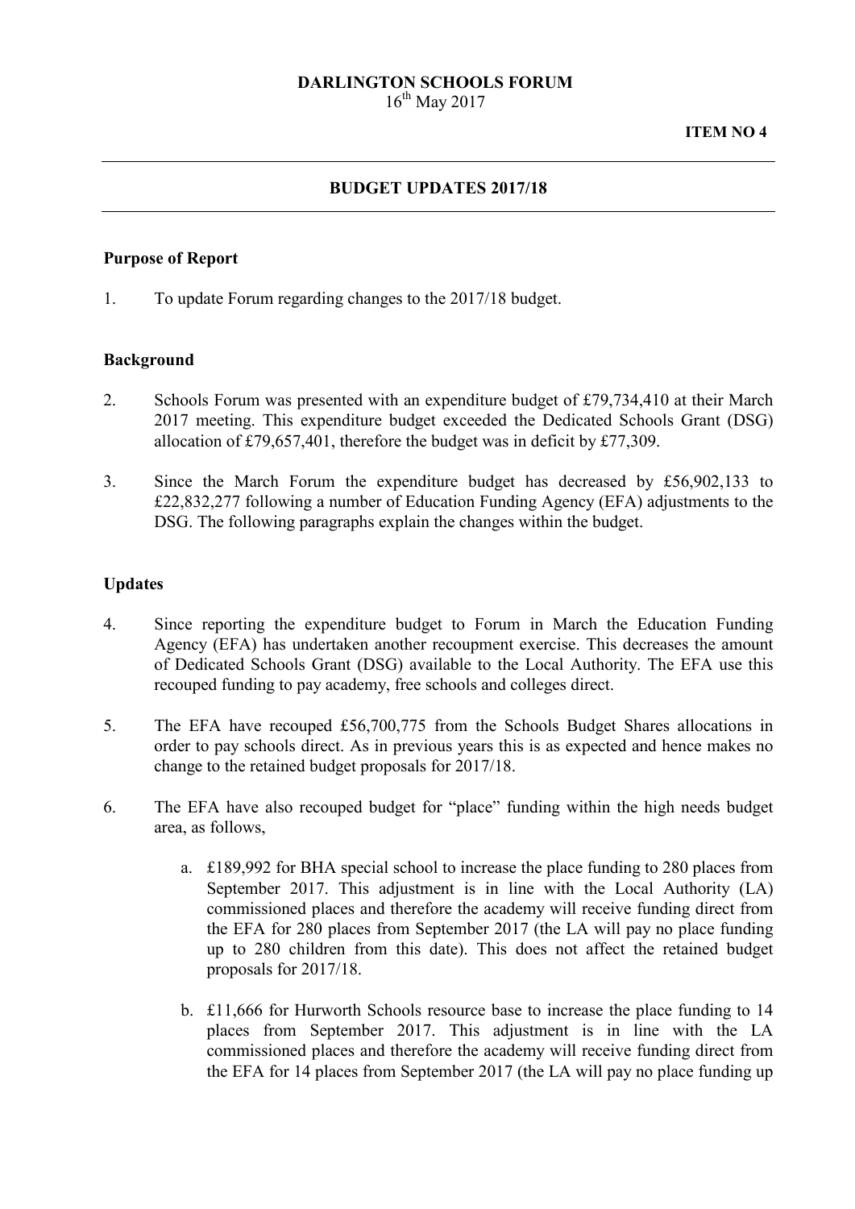**DARLINGTON SCHOOLS FORUM**
16th May 2017

**ITEM NO 4**

---

## BUDGET UPDATES 2017/18

---

### Purpose of Report

1. To update Forum regarding changes to the 2017/18 budget.

### Background

2. Schools Forum was presented with an expenditure budget of £79,734,410 at their March 2017 meeting. This expenditure budget exceeded the Dedicated Schools Grant (DSG) allocation of £79,657,401, therefore the budget was in deficit by £77,309.

3. Since the March Forum the expenditure budget has decreased by £56,902,133 to £22,832,277 following a number of Education Funding Agency (EFA) adjustments to the DSG. The following paragraphs explain the changes within the budget.

### Updates

4. Since reporting the expenditure budget to Forum in March the Education Funding Agency (EFA) has undertaken another recoupment exercise. This decreases the amount of Dedicated Schools Grant (DSG) available to the Local Authority. The EFA use this recouped funding to pay academy, free schools and colleges direct.

5. The EFA have recouped £56,700,775 from the Schools Budget Shares allocations in order to pay schools direct. As in previous years this is as expected and hence makes no change to the retained budget proposals for 2017/18.

6. The EFA have also recouped budget for "place" funding within the high needs budget area, as follows,

   a. £189,992 for BHA special school to increase the place funding to 280 places from September 2017. This adjustment is in line with the Local Authority (LA) commissioned places and therefore the academy will receive funding direct from the EFA for 280 places from September 2017 (the LA will pay no place funding up to 280 children from this date). This does not affect the retained budget proposals for 2017/18.

   b. £11,666 for Hurworth Schools resource base to increase the place funding to 14 places from September 2017. This adjustment is in line with the LA commissioned places and therefore the academy will receive funding direct from the EFA for 14 places from September 2017 (the LA will pay no place funding up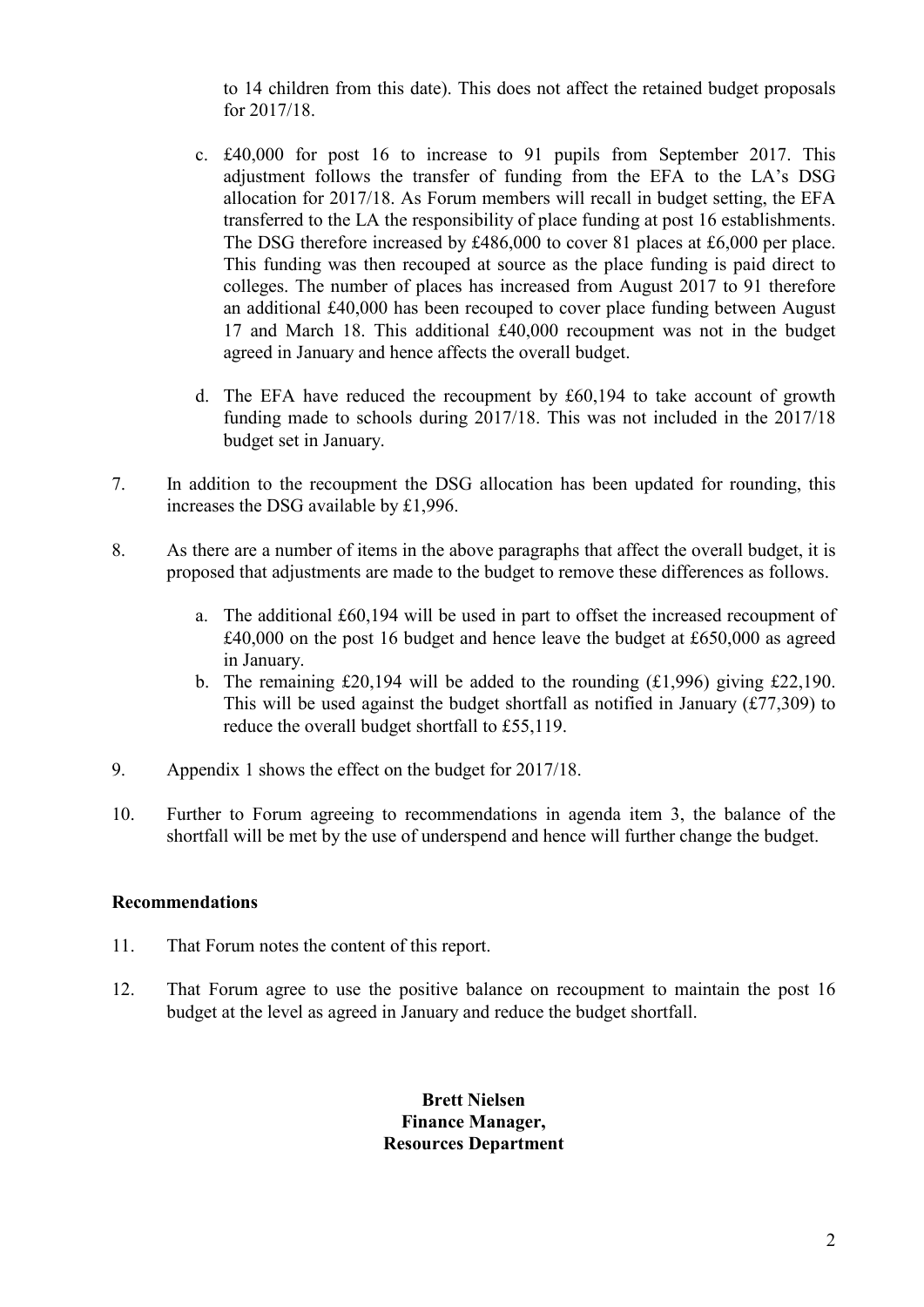to 14 children from this date). This does not affect the retained budget proposals for 2017/18.

c. £40,000 for post 16 to increase to 91 pupils from September 2017. This adjustment follows the transfer of funding from the EFA to the LA's DSG allocation for 2017/18. As Forum members will recall in budget setting, the EFA transferred to the LA the responsibility of place funding at post 16 establishments. The DSG therefore increased by £486,000 to cover 81 places at £6,000 per place. This funding was then recouped at source as the place funding is paid direct to colleges. The number of places has increased from August 2017 to 91 therefore an additional £40,000 has been recouped to cover place funding between August 17 and March 18. This additional £40,000 recoupment was not in the budget agreed in January and hence affects the overall budget.

d. The EFA have reduced the recoupment by £60,194 to take account of growth funding made to schools during 2017/18. This was not included in the 2017/18 budget set in January.

7. In addition to the recoupment the DSG allocation has been updated for rounding, this increases the DSG available by £1,996.

8. As there are a number of items in the above paragraphs that affect the overall budget, it is proposed that adjustments are made to the budget to remove these differences as follows.

   a. The additional £60,194 will be used in part to offset the increased recoupment of £40,000 on the post 16 budget and hence leave the budget at £650,000 as agreed in January.
   b. The remaining £20,194 will be added to the rounding (£1,996) giving £22,190. This will be used against the budget shortfall as notified in January (£77,309) to reduce the overall budget shortfall to £55,119.

9. Appendix 1 shows the effect on the budget for 2017/18.

10. Further to Forum agreeing to recommendations in agenda item 3, the balance of the shortfall will be met by the use of underspend and hence will further change the budget.

**Recommendations**

11. That Forum notes the content of this report.

12. That Forum agree to use the positive balance on recoupment to maintain the post 16 budget at the level as agreed in January and reduce the budget shortfall.

**Brett Nielsen**
**Finance Manager,**
**Resources Department**